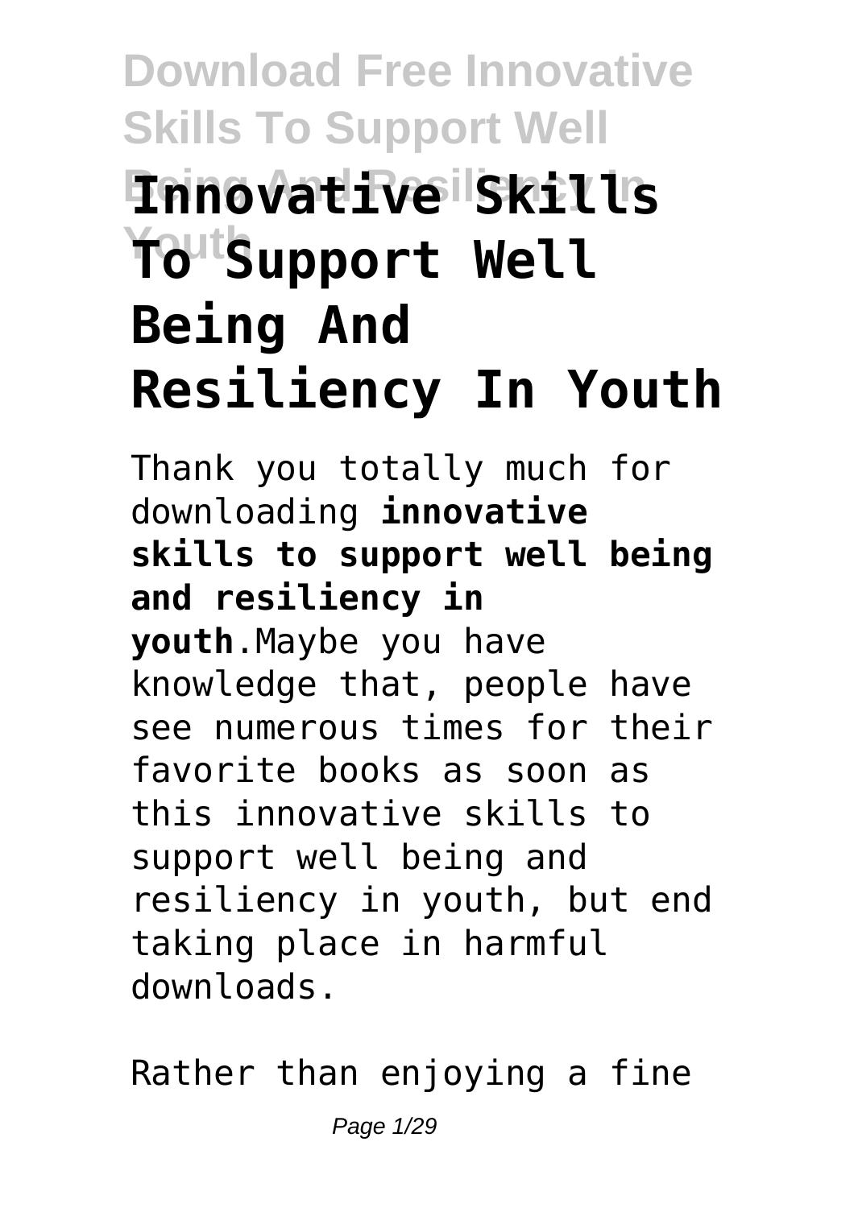# Innovative Skills To Support Well Being And Resiliency In Youth

Thank you totally much for downloading **innovative skills to support well being and resiliency in youth**.Maybe you have knowledge that, people have see numerous times for their favorite books as soon as this innovative skills to support well being and resiliency in youth, but end taking place in harmful downloads.

Rather than enjoying a fine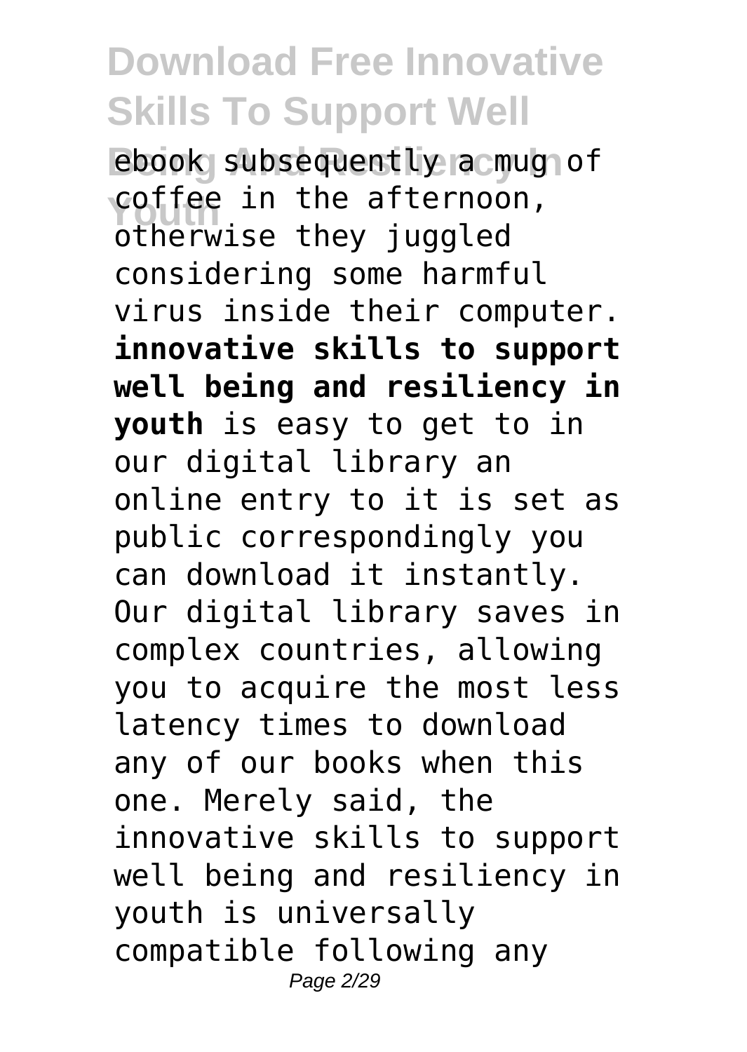ebook subsequently a mug of coffee in the afternoon, otherwise they juggled considering some harmful virus inside their computer. **innovative skills to support well being and resiliency in youth** is easy to get to in our digital library an online entry to it is set as public correspondingly you can download it instantly. Our digital library saves in complex countries, allowing you to acquire the most less latency times to download any of our books when this one. Merely said, the innovative skills to support well being and resiliency in youth is universally compatible following any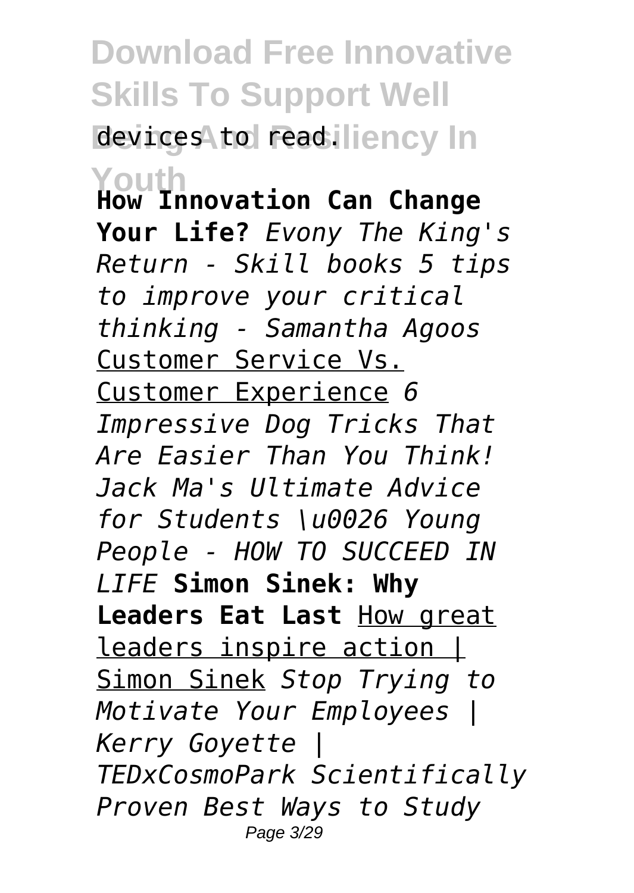devices to read.

**How Innovation Can Change Your Life?** *Evony The King's Return - Skill books 5 tips to improve your critical thinking - Samantha Agoos* Customer Service Vs. Customer Experience *6 Impressive Dog Tricks That Are Easier Than You Think! Jack Ma's Ultimate Advice for Students \u0026 Young People - HOW TO SUCCEED IN LIFE* **Simon Sinek: Why Leaders Eat Last** How great leaders inspire action | Simon Sinek *Stop Trying to Motivate Your Employees | Kerry Goyette | TEDxCosmoPark Scientifically Proven Best Ways to Study*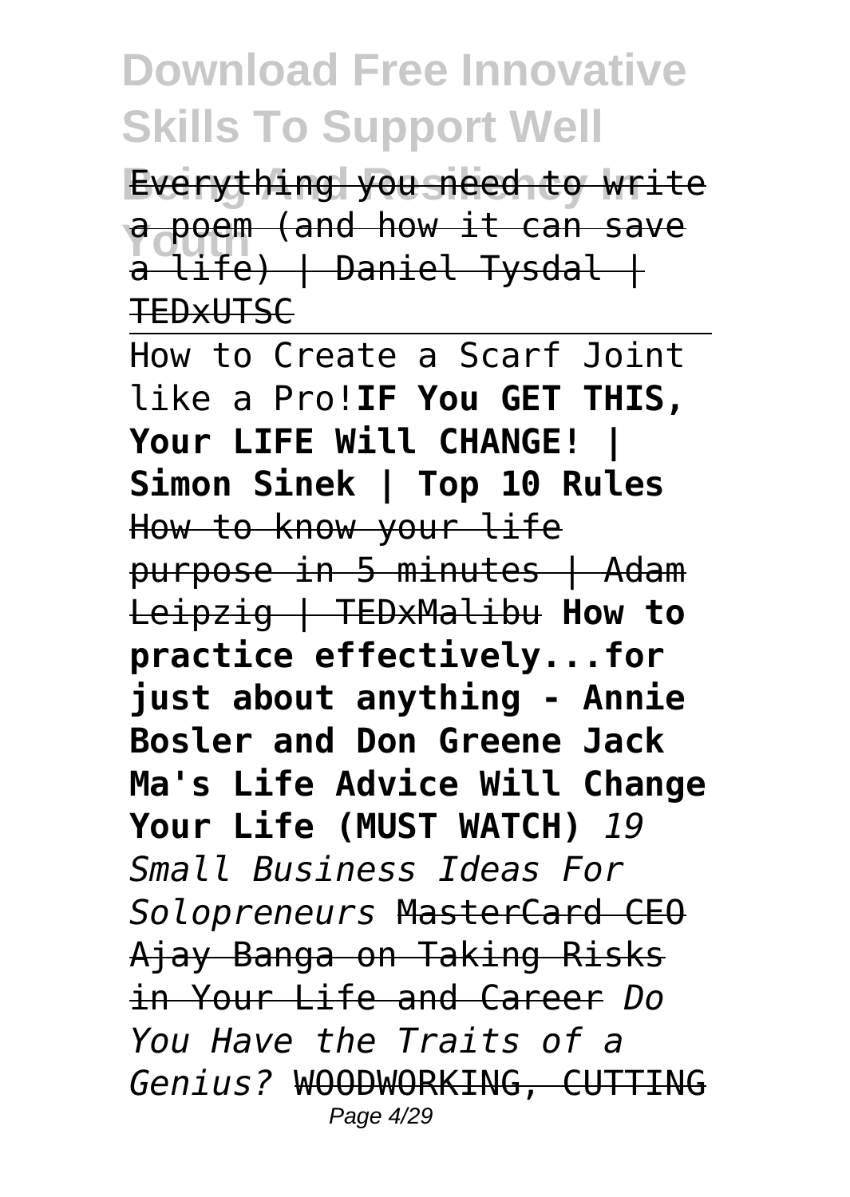Everything you need to write a poem (and how it can save a life) | Daniel Tysdal | TEDxUTSC

How to Create a Scarf Joint like a Pro! **IF You GET THIS, Your LIFE Will CHANGE! | Simon Sinek | Top 10 Rules** How to know your life purpose in 5 minutes | Adam Leipzig | TEDxMalibu **How to practice effectively...for just about anything - Annie Bosler and Don Greene Jack Ma's Life Advice Will Change Your Life (MUST WATCH)** *19 Small Business Ideas For Solopreneurs* MasterCard CEO Ajay Banga on Taking Risks in Your Life and Career *Do You Have the Traits of a Genius?* WOODWORKING, CUTTING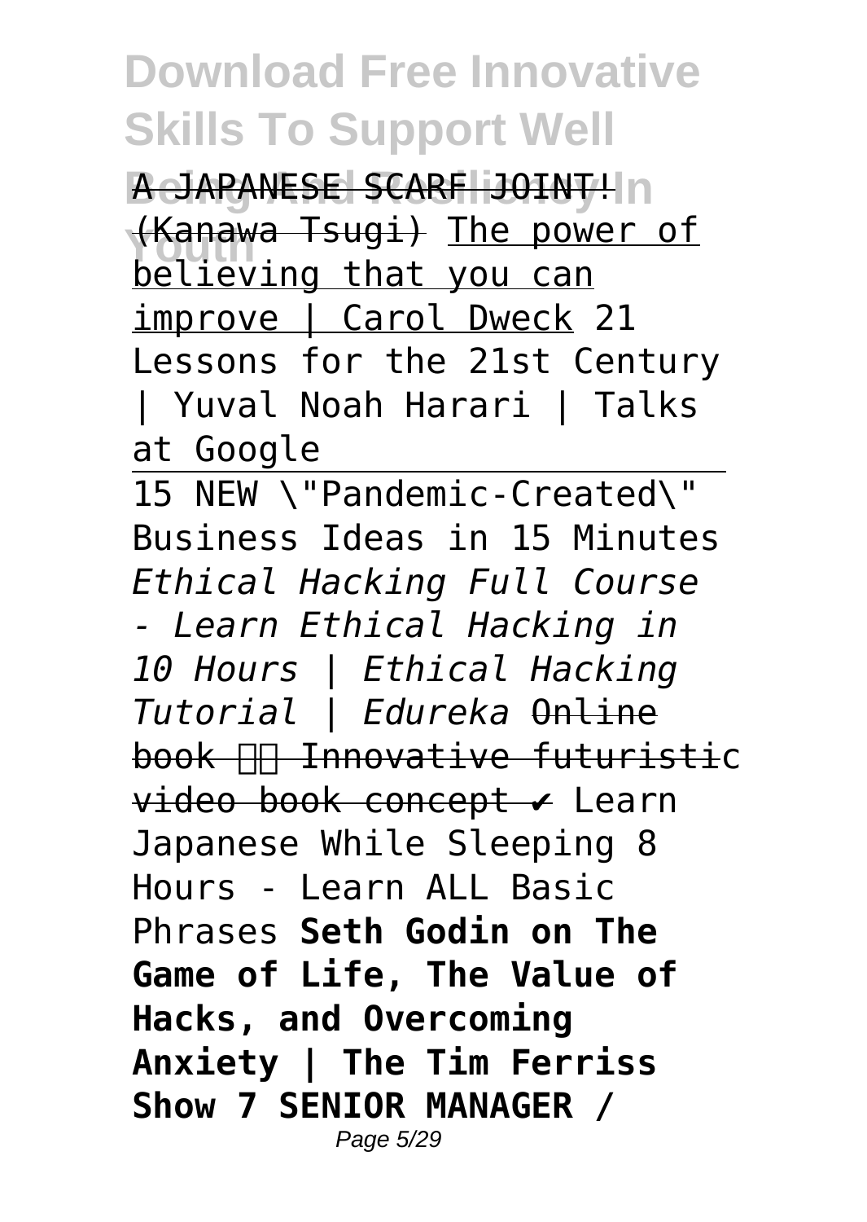A JAPANESE SCARF JOINT! (Kanawa Tsugi) The power of believing that you can improve | Carol Dweck 21 Lessons for the 21st Century | Yuval Noah Harari | Talks at Google

15 NEW \"Pandemic-Created\" Business Ideas in 15 Minutes *Ethical Hacking Full Course - Learn Ethical Hacking in 10 Hours | Ethical Hacking Tutorial | Edureka* Online book Innovative futuristic video book concept ✔ Learn Japanese While Sleeping 8 Hours - Learn ALL Basic Phrases **Seth Godin on The Game of Life, The Value of Hacks, and Overcoming Anxiety | The Tim Ferriss Show 7 SENIOR MANAGER /**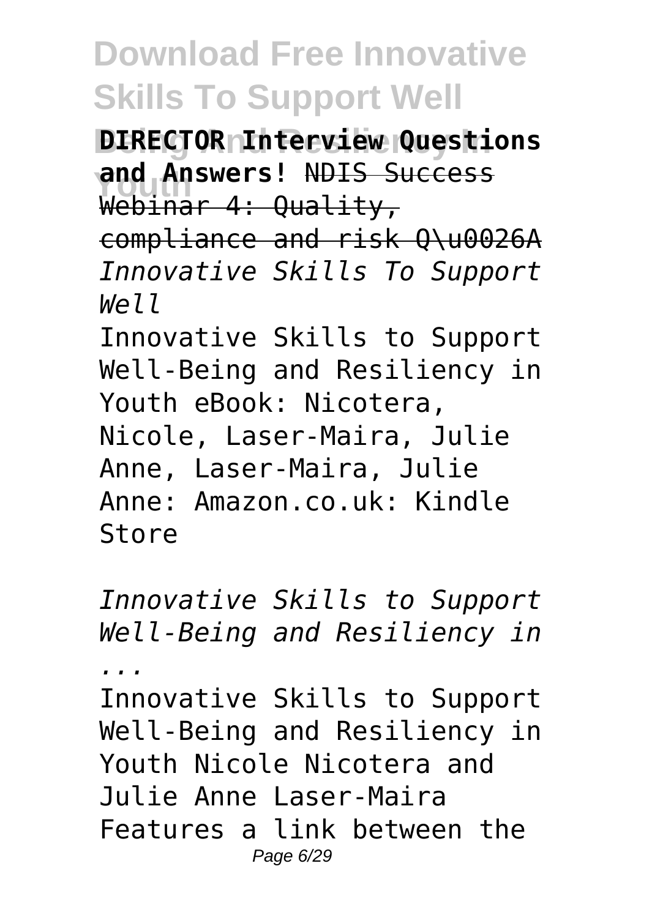**DIRECTOR Interview Questions and Answers!** NDIS Success Webinar 4: Quality, compliance and risk Q\u0026A

*Innovative Skills To Support Well*

Innovative Skills to Support Well-Being and Resiliency in Youth eBook: Nicotera, Nicole, Laser-Maira, Julie Anne, Laser-Maira, Julie Anne: Amazon.co.uk: Kindle Store

*Innovative Skills to Support Well-Being and Resiliency in ...*

Innovative Skills to Support Well-Being and Resiliency in Youth Nicole Nicotera and Julie Anne Laser-Maira Features a link between the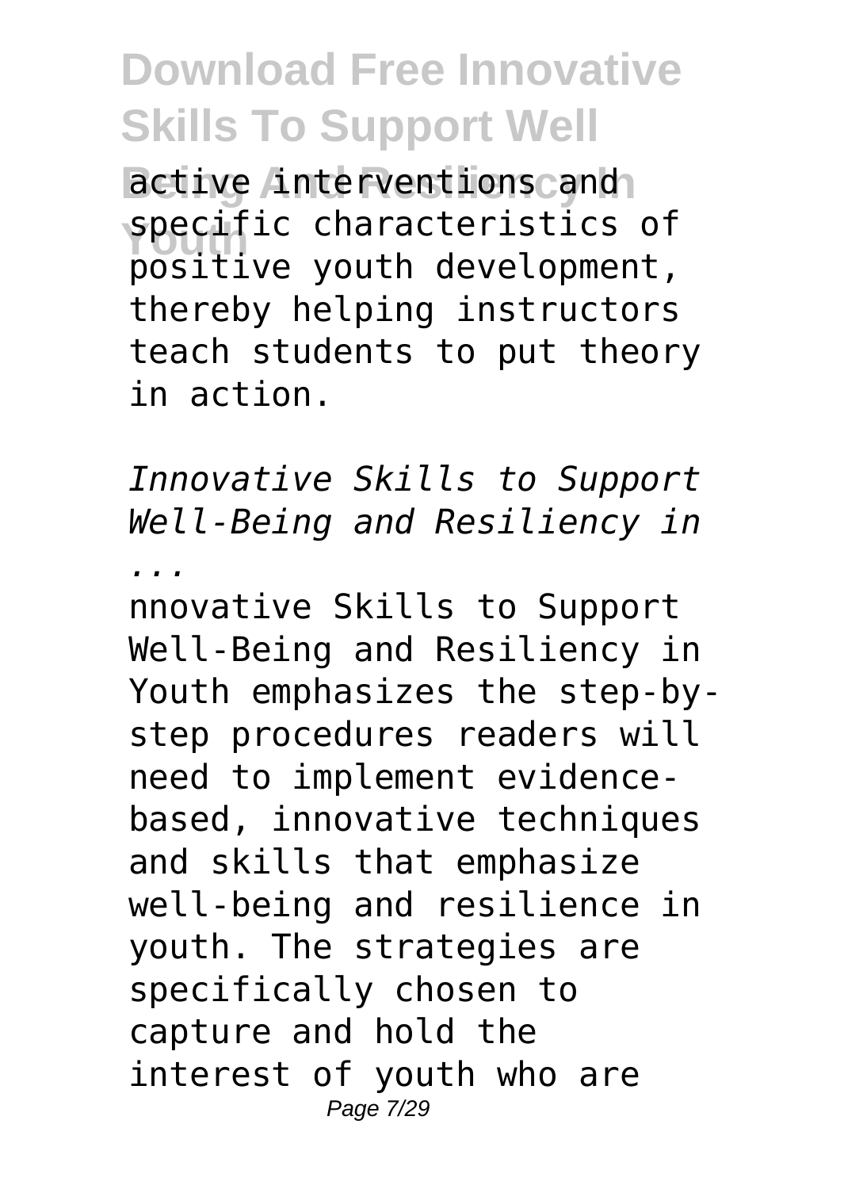active interventions and specific characteristics of positive youth development, thereby helping instructors teach students to put theory in action.

*Innovative Skills to Support Well-Being and Resiliency in ...*

nnovative Skills to Support Well-Being and Resiliency in Youth emphasizes the step-by-step procedures readers will need to implement evidence-based, innovative techniques and skills that emphasize well-being and resilience in youth. The strategies are specifically chosen to capture and hold the interest of youth who are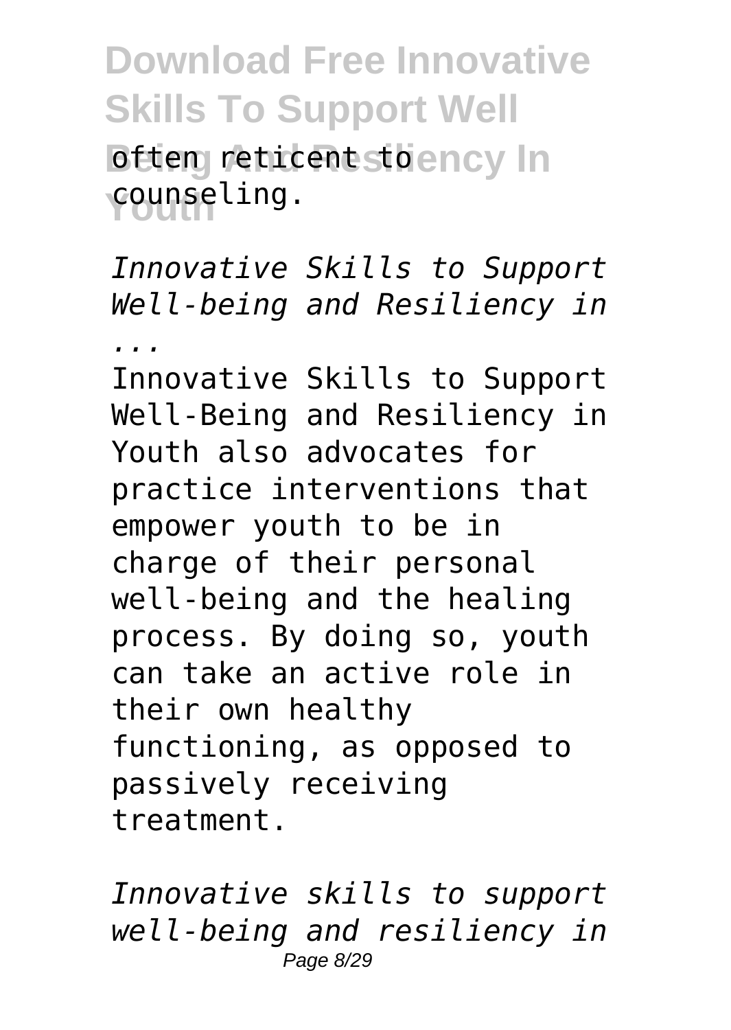often reticent to counseling.

*Innovative Skills to Support Well-being and Resiliency in ...*

Innovative Skills to Support Well-Being and Resiliency in Youth also advocates for practice interventions that empower youth to be in charge of their personal well-being and the healing process. By doing so, youth can take an active role in their own healthy functioning, as opposed to passively receiving treatment.

*Innovative skills to support well-being and resiliency in*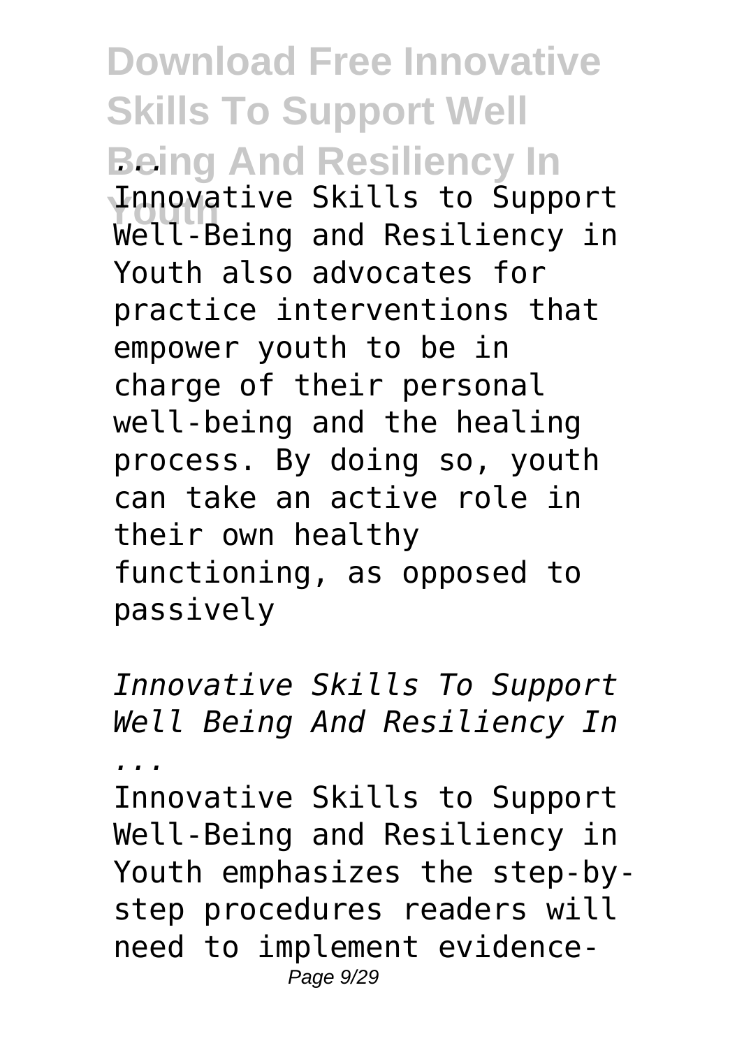**Being And Resiliency In Youth ...**

Innovative Skills to Support Well-Being and Resiliency in Youth also advocates for practice interventions that empower youth to be in charge of their personal well-being and the healing process. By doing so, youth can take an active role in their own healthy functioning, as opposed to passively

*Innovative Skills To Support Well Being And Resiliency In ...*

Innovative Skills to Support Well-Being and Resiliency in Youth emphasizes the step-by-step procedures readers will need to implement evidence-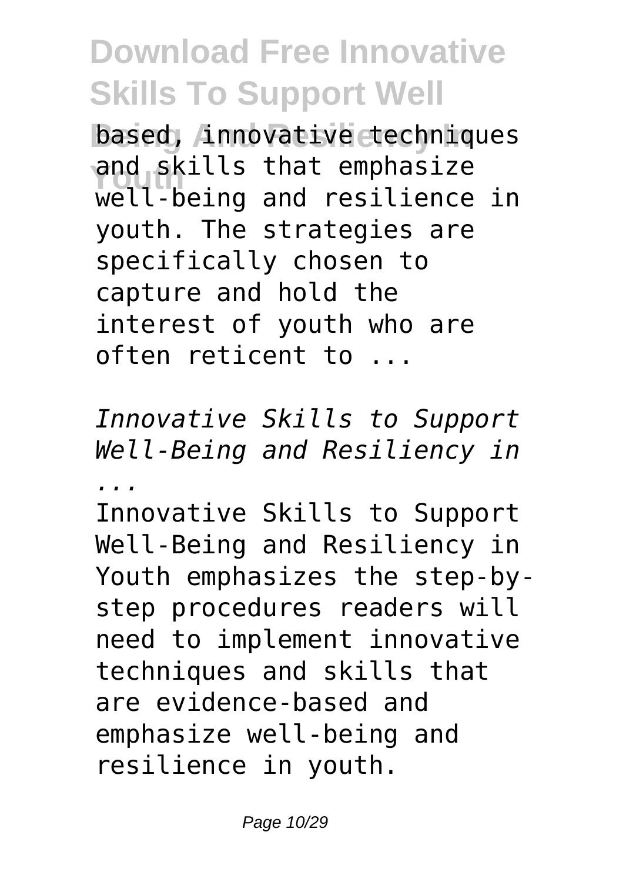based, innovative techniques and skills that emphasize well-being and resilience in youth. The strategies are specifically chosen to capture and hold the interest of youth who are often reticent to ...

*Innovative Skills to Support Well-Being and Resiliency in ...*

Innovative Skills to Support Well-Being and Resiliency in Youth emphasizes the step-by-step procedures readers will need to implement innovative techniques and skills that are evidence-based and emphasize well-being and resilience in youth.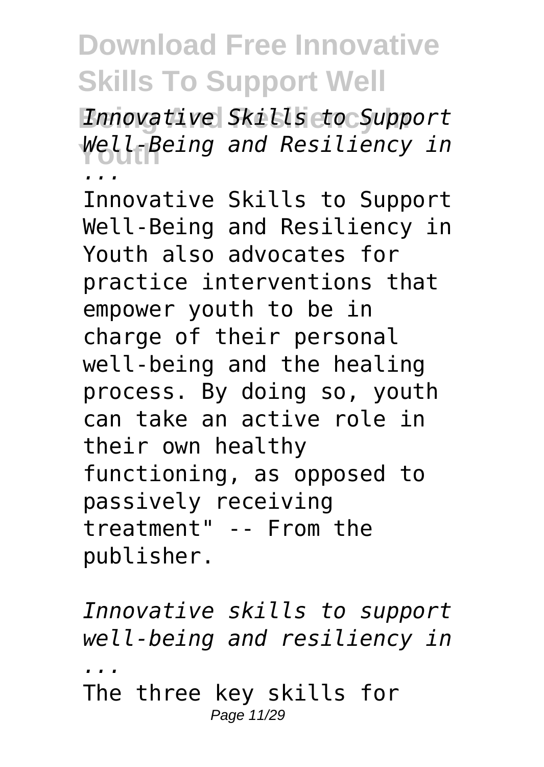*Innovative Skills to Support Well-Being and Resiliency in ...*

Innovative Skills to Support Well-Being and Resiliency in Youth also advocates for practice interventions that empower youth to be in charge of their personal well-being and the healing process. By doing so, youth can take an active role in their own healthy functioning, as opposed to passively receiving treatment" -- From the publisher.

*Innovative skills to support well-being and resiliency in ...*

The three key skills for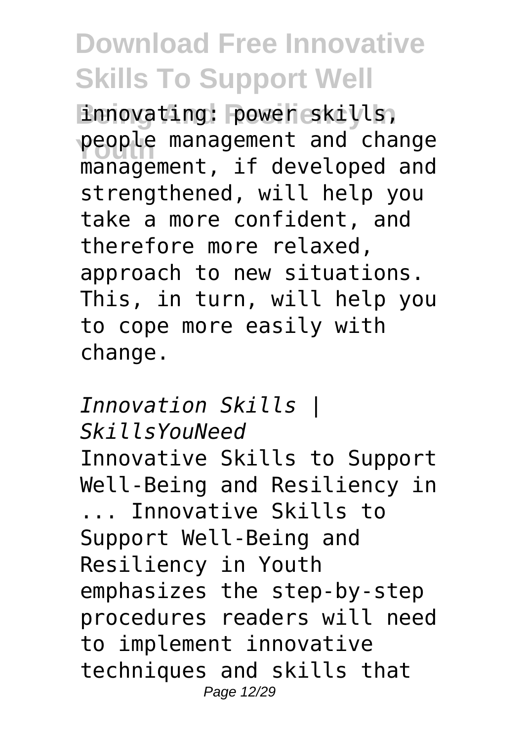innovating: power skills, people management and change management, if developed and strengthened, will help you take a more confident, and therefore more relaxed, approach to new situations. This, in turn, will help you to cope more easily with change.

*Innovation Skills | SkillsYouNeed*

Innovative Skills to Support Well-Being and Resiliency in ... Innovative Skills to Support Well-Being and Resiliency in Youth emphasizes the step-by-step procedures readers will need to implement innovative techniques and skills that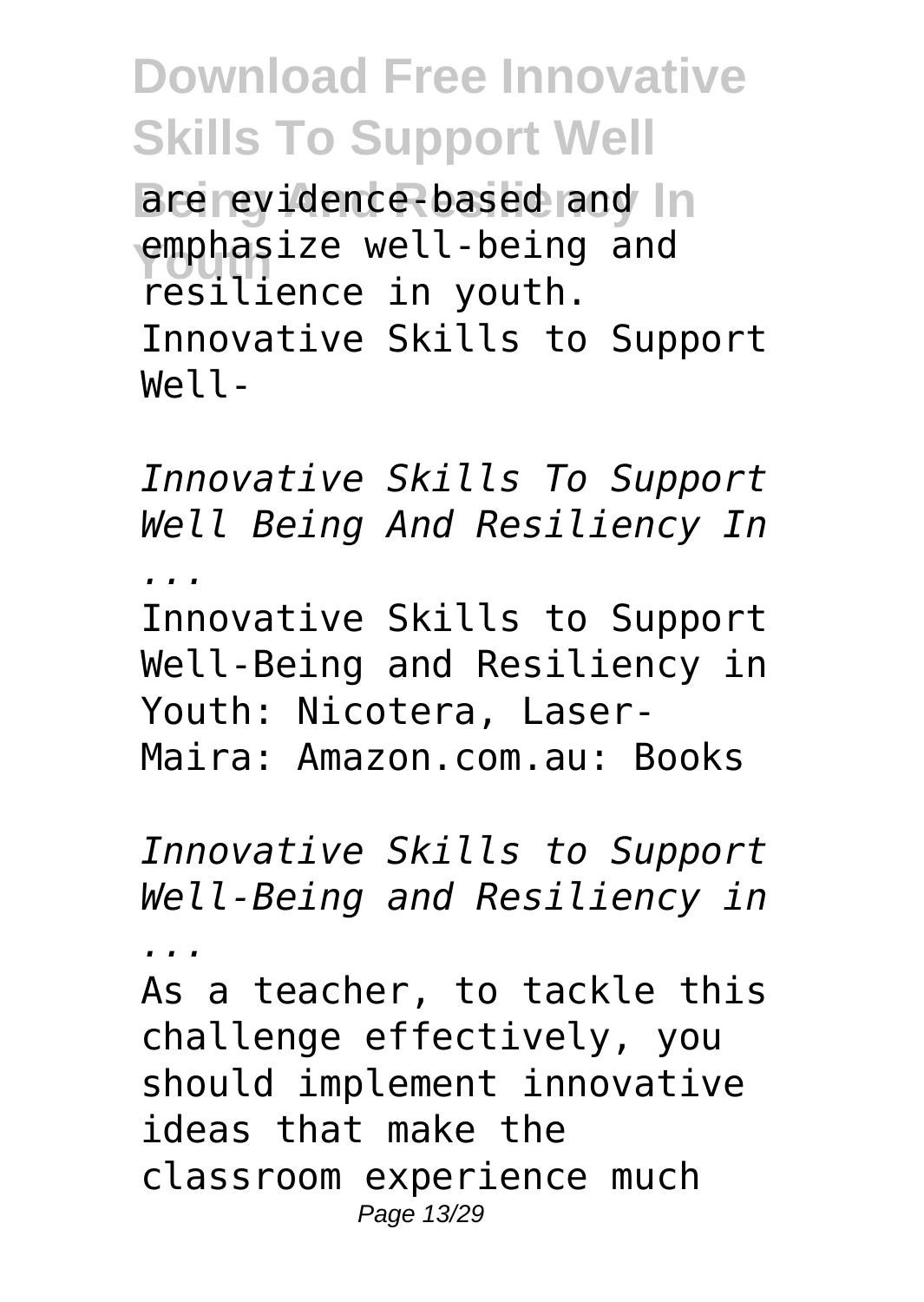are evidence-based and emphasize well-being and resilience in youth. Innovative Skills to Support Well-

*Innovative Skills To Support Well Being And Resiliency In ...*

Innovative Skills to Support Well-Being and Resiliency in Youth: Nicotera, Laser-Maira: Amazon.com.au: Books

*Innovative Skills to Support Well-Being and Resiliency in ...*

As a teacher, to tackle this challenge effectively, you should implement innovative ideas that make the classroom experience much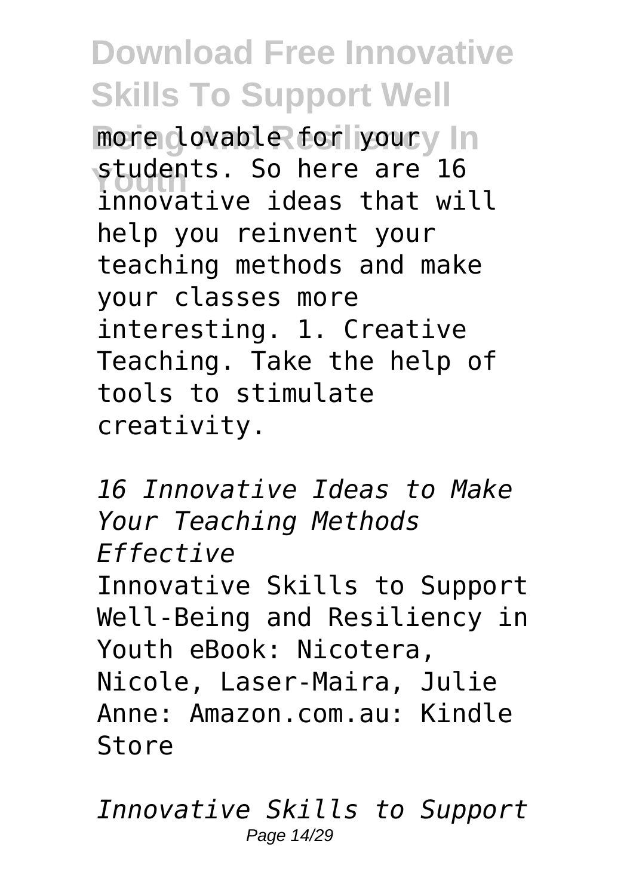more lovable for your students. So here are 16 innovative ideas that will help you reinvent your teaching methods and make your classes more interesting. 1. Creative Teaching. Take the help of tools to stimulate creativity.

*16 Innovative Ideas to Make Your Teaching Methods Effective*

Innovative Skills to Support Well-Being and Resiliency in Youth eBook: Nicotera, Nicole, Laser-Maira, Julie Anne: Amazon.com.au: Kindle Store

*Innovative Skills to Support*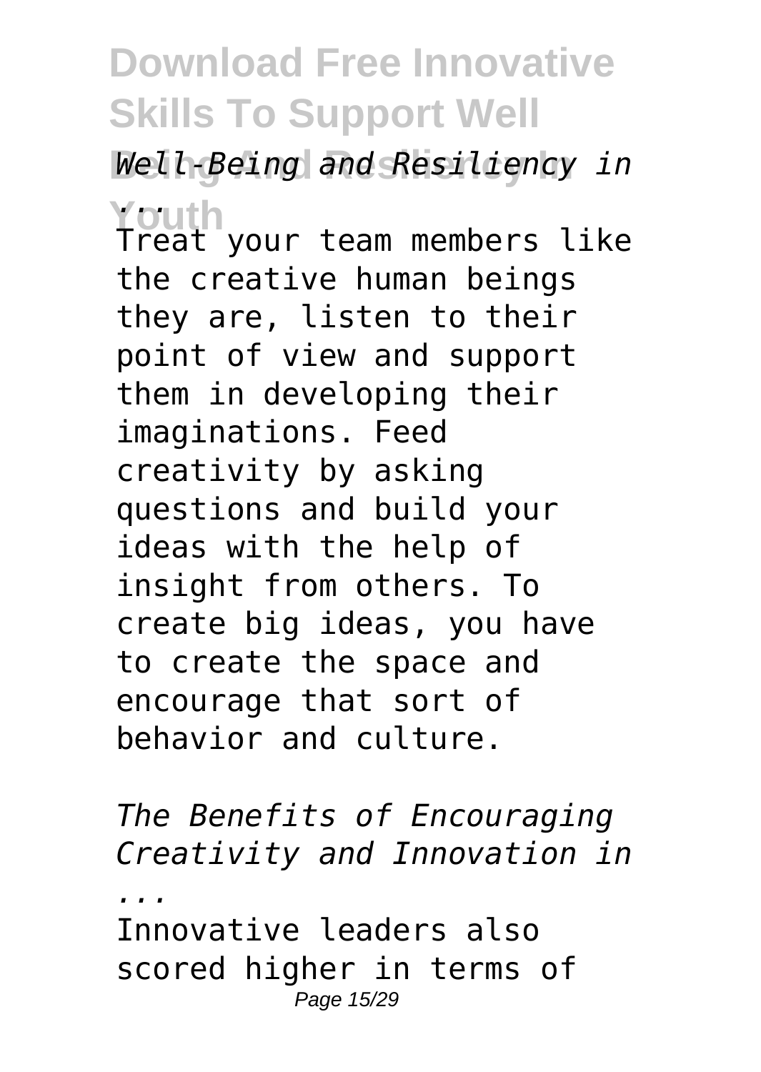*Well-Being and Resiliency in ...*

Treat your team members like the creative human beings they are, listen to their point of view and support them in developing their imaginations. Feed creativity by asking questions and build your ideas with the help of insight from others. To create big ideas, you have to create the space and encourage that sort of behavior and culture.

*The Benefits of Encouraging Creativity and Innovation in ...*

Innovative leaders also scored higher in terms of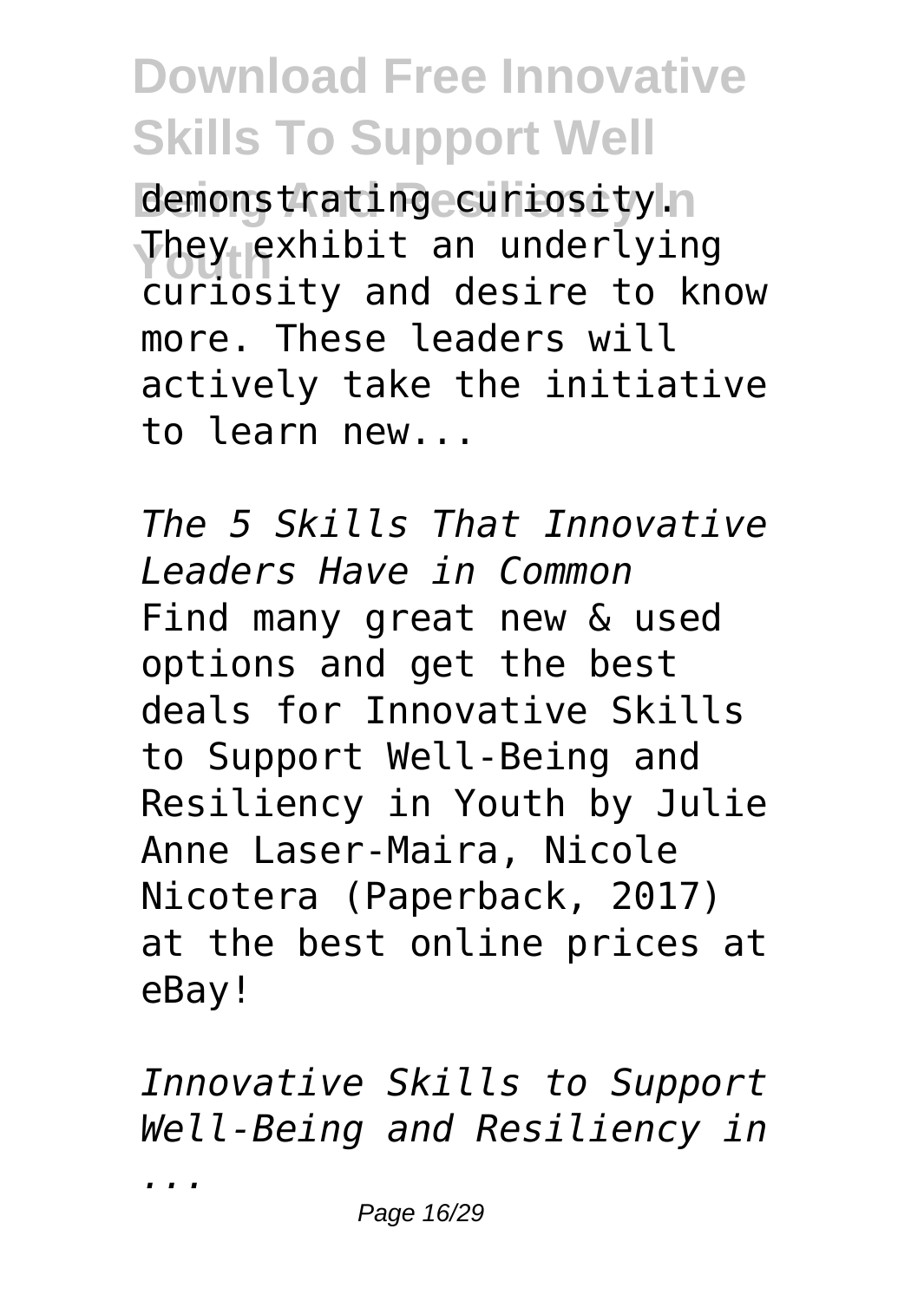demonstrating curiosity. They exhibit an underlying curiosity and desire to know more. These leaders will actively take the initiative to learn new...

*The 5 Skills That Innovative Leaders Have in Common*

Find many great new & used options and get the best deals for Innovative Skills to Support Well-Being and Resiliency in Youth by Julie Anne Laser-Maira, Nicole Nicotera (Paperback, 2017) at the best online prices at eBay!

*Innovative Skills to Support Well-Being and Resiliency in ...*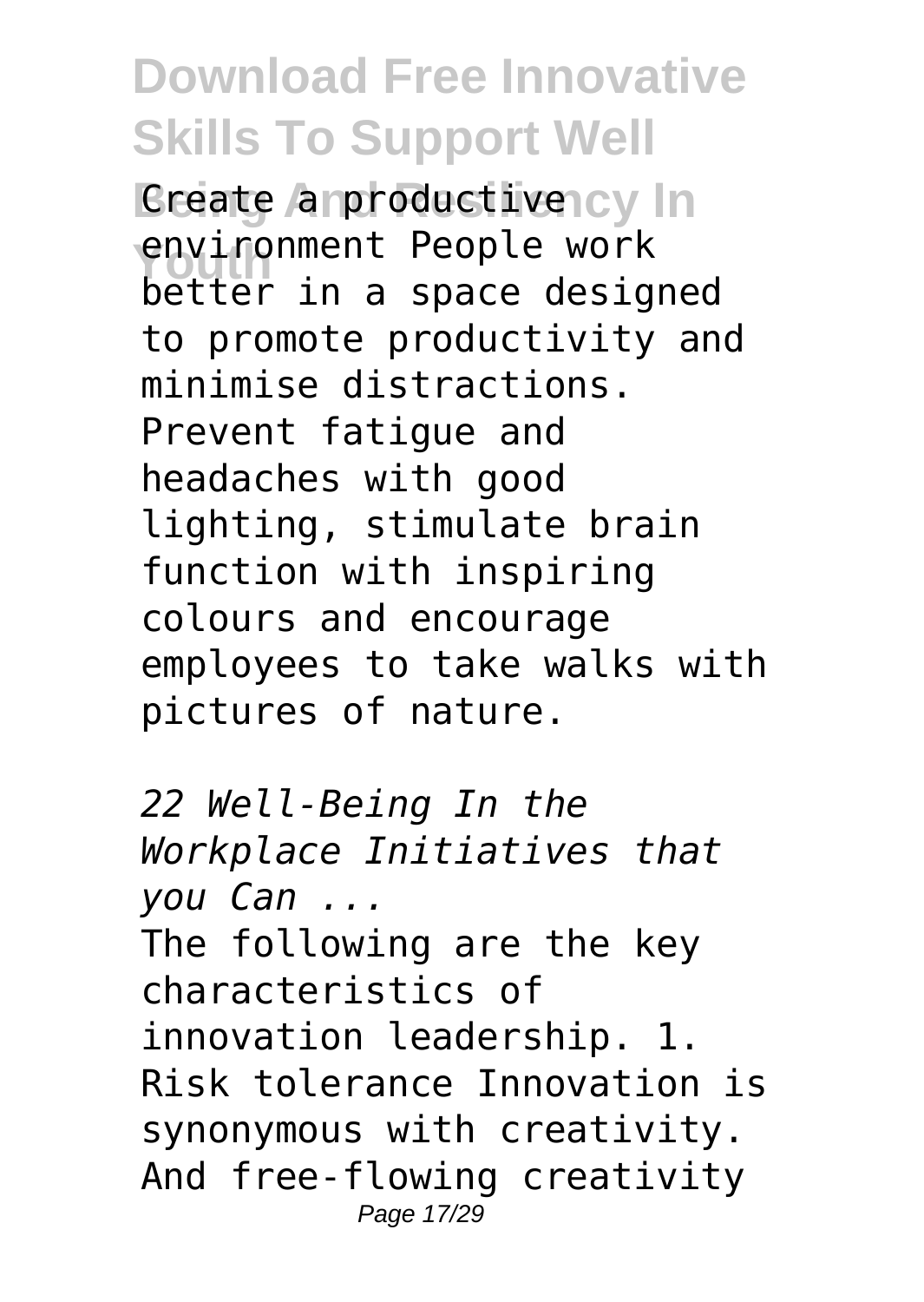Create a productive environment People work better in a space designed to promote productivity and minimise distractions. Prevent fatigue and headaches with good lighting, stimulate brain function with inspiring colours and encourage employees to take walks with pictures of nature.

*22 Well-Being In the Workplace Initiatives that you Can ...*

The following are the key characteristics of innovation leadership. 1. Risk tolerance Innovation is synonymous with creativity. And free-flowing creativity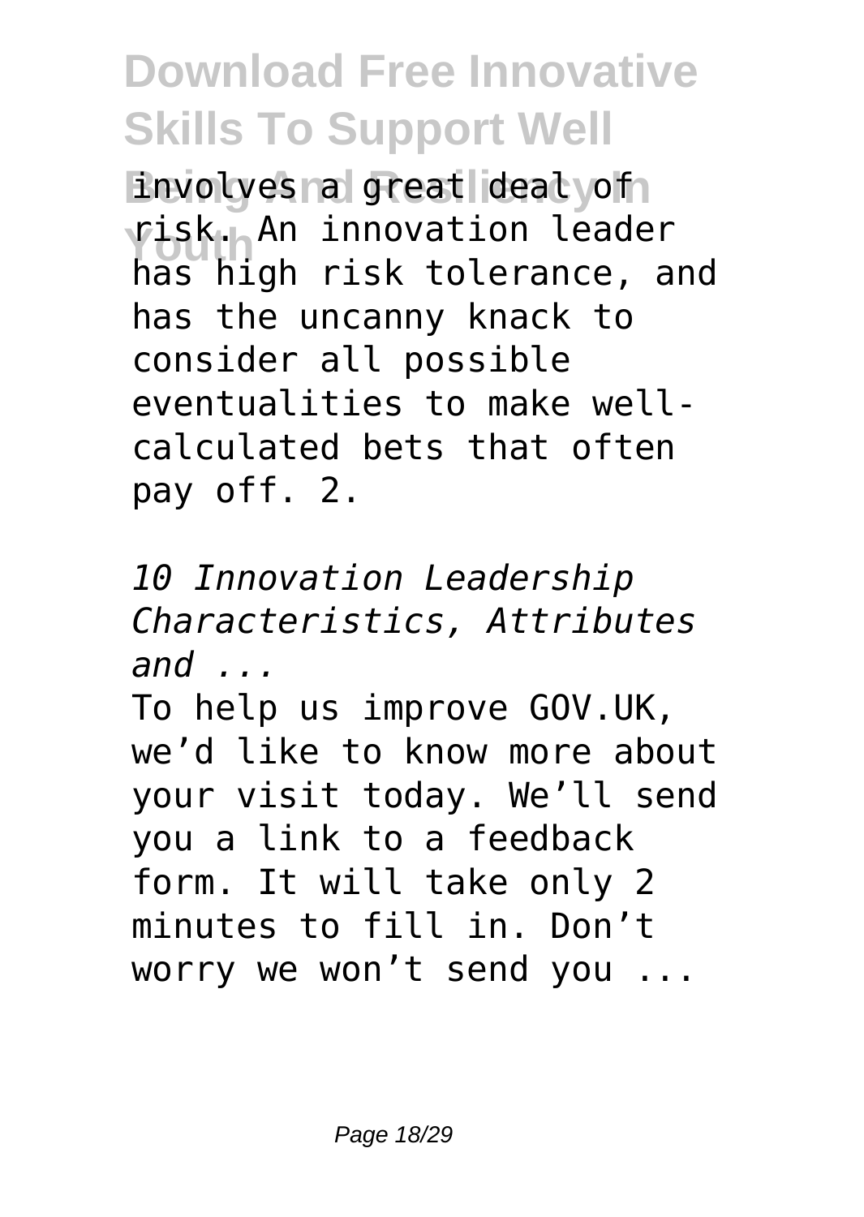involves a great deal of risk. An innovation leader has high risk tolerance, and has the uncanny knack to consider all possible eventualities to make well-calculated bets that often pay off. 2.

*10 Innovation Leadership Characteristics, Attributes and ...*

To help us improve GOV.UK, we'd like to know more about your visit today. We'll send you a link to a feedback form. It will take only 2 minutes to fill in. Don't worry we won't send you ...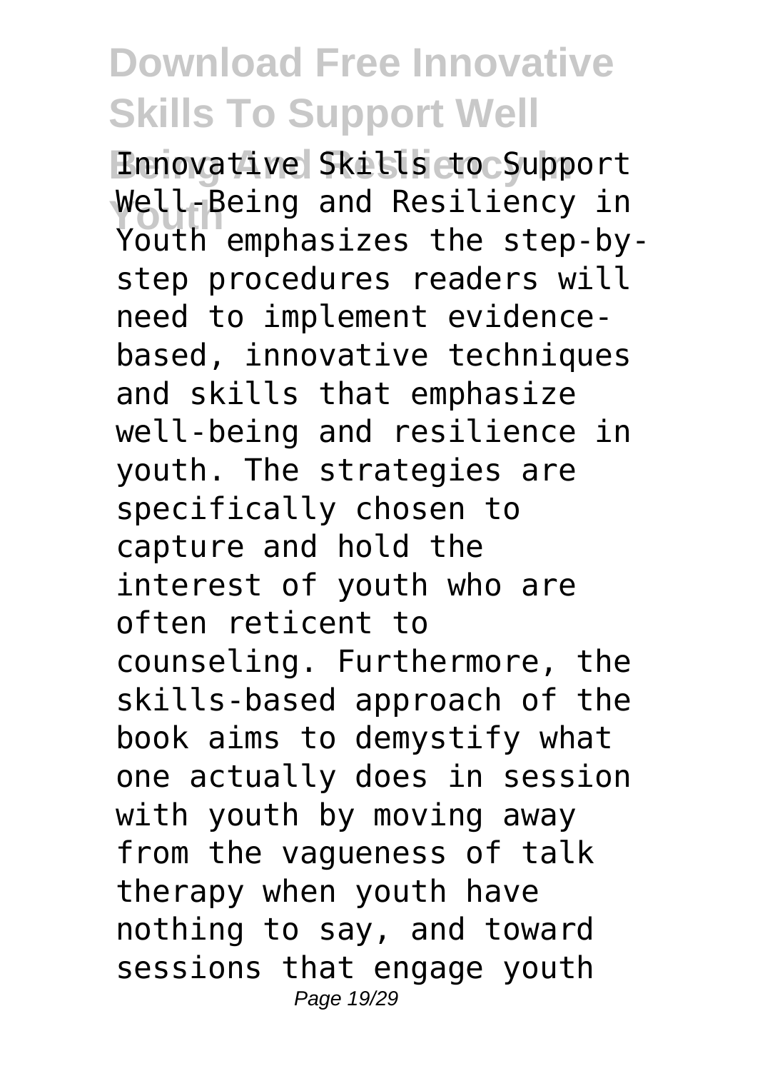Innovative Skills to Support Well-Being and Resiliency in Youth emphasizes the step-by-step procedures readers will need to implement evidence-based, innovative techniques and skills that emphasize well-being and resilience in youth. The strategies are specifically chosen to capture and hold the interest of youth who are often reticent to counseling. Furthermore, the skills-based approach of the book aims to demystify what one actually does in session with youth by moving away from the vagueness of talk therapy when youth have nothing to say, and toward sessions that engage youth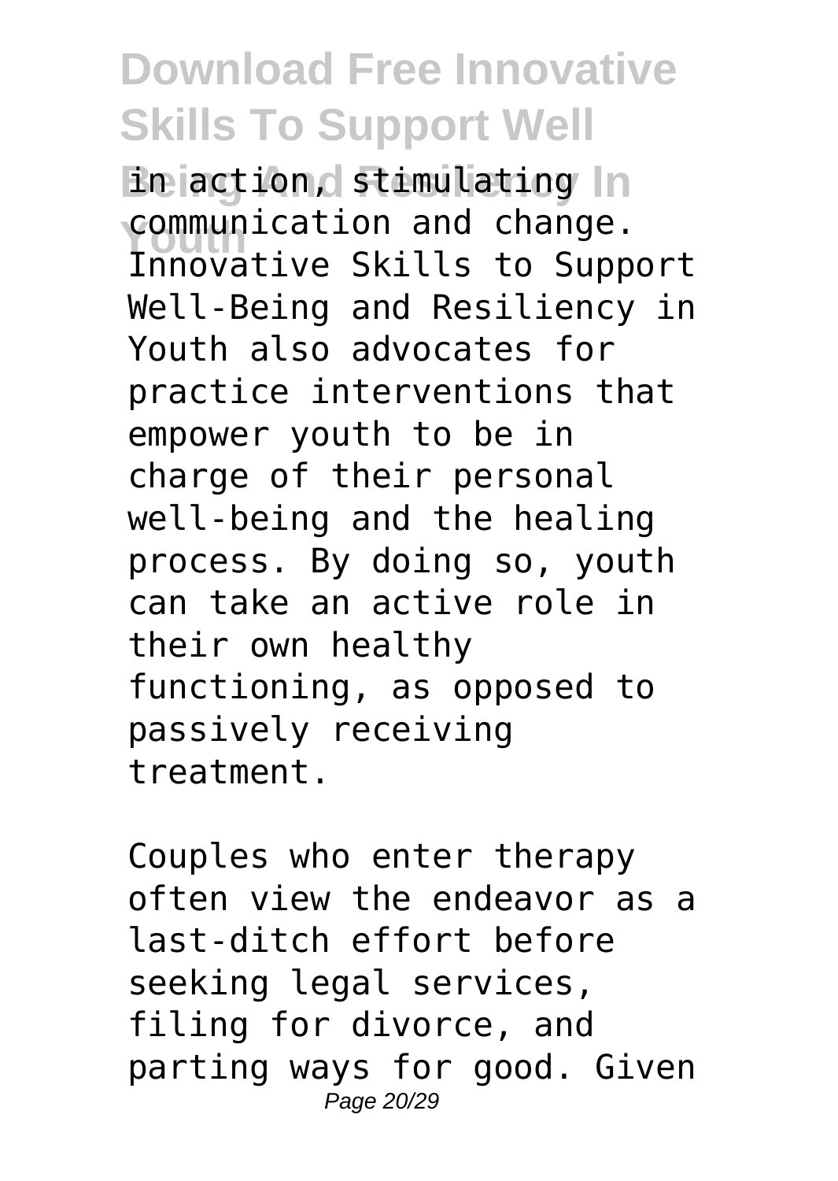in action, stimulating communication and change. Innovative Skills to Support Well-Being and Resiliency in Youth also advocates for practice interventions that empower youth to be in charge of their personal well-being and the healing process. By doing so, youth can take an active role in their own healthy functioning, as opposed to passively receiving treatment.

Couples who enter therapy often view the endeavor as a last-ditch effort before seeking legal services, filing for divorce, and parting ways for good. Given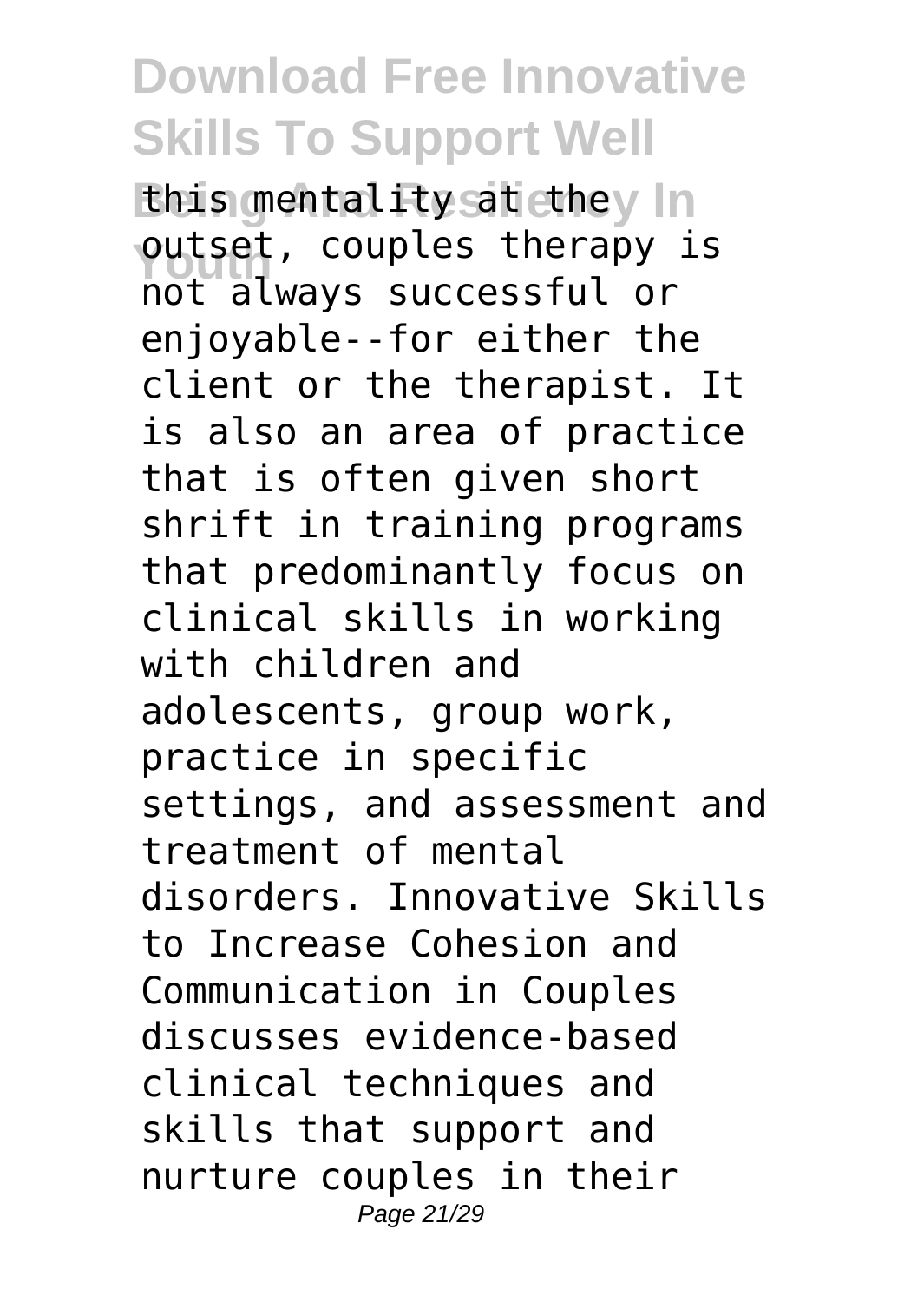this mentality at the outset, couples therapy is not always successful or enjoyable--for either the client or the therapist. It is also an area of practice that is often given short shrift in training programs that predominantly focus on clinical skills in working with children and adolescents, group work, practice in specific settings, and assessment and treatment of mental disorders. Innovative Skills to Increase Cohesion and Communication in Couples discusses evidence-based clinical techniques and skills that support and nurture couples in their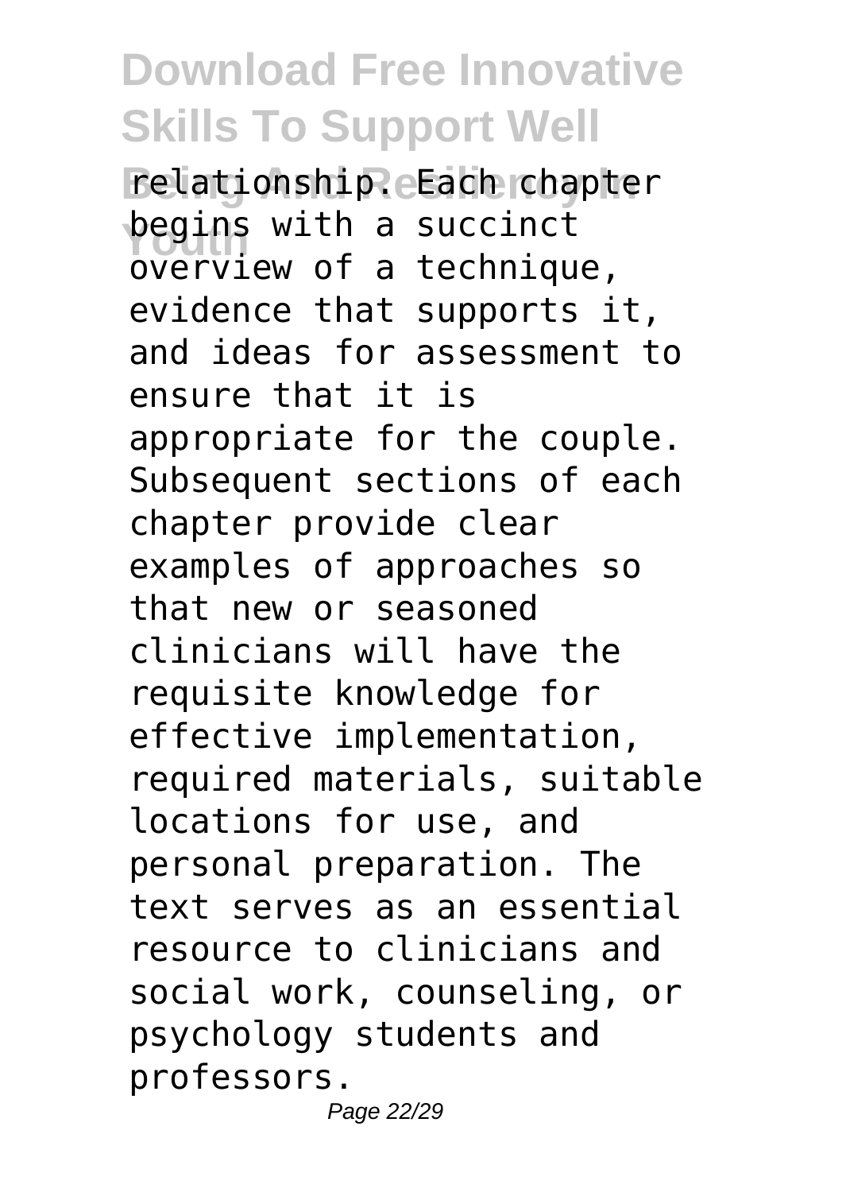relationship. Each chapter begins with a succinct overview of a technique, evidence that supports it, and ideas for assessment to ensure that it is appropriate for the couple. Subsequent sections of each chapter provide clear examples of approaches so that new or seasoned clinicians will have the requisite knowledge for effective implementation, required materials, suitable locations for use, and personal preparation. The text serves as an essential resource to clinicians and social work, counseling, or psychology students and professors.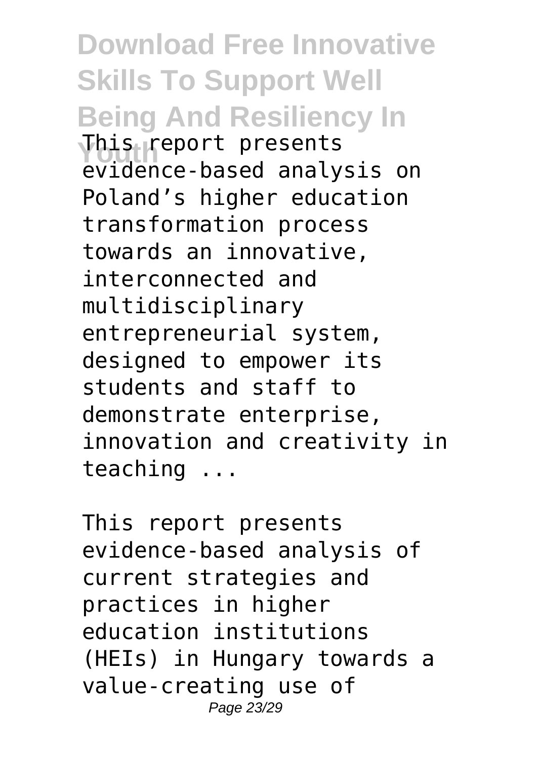This report presents evidence-based analysis on Poland's higher education transformation process towards an innovative, interconnected and multidisciplinary entrepreneurial system, designed to empower its students and staff to demonstrate enterprise, innovation and creativity in teaching ...

This report presents evidence-based analysis of current strategies and practices in higher education institutions (HEIs) in Hungary towards a value-creating use of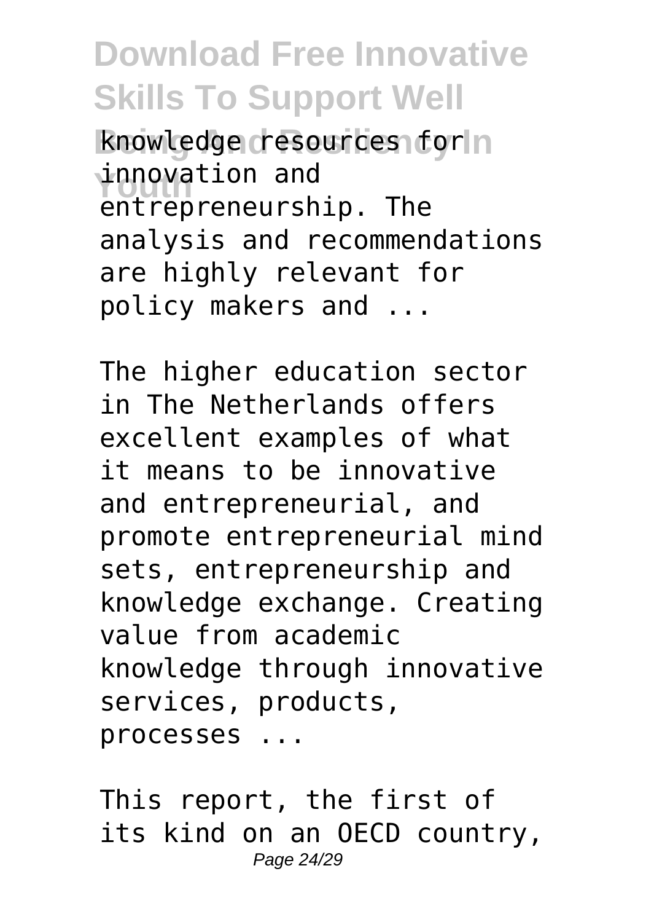knowledge resources for innovation and entrepreneurship. The analysis and recommendations are highly relevant for policy makers and ...

The higher education sector in The Netherlands offers excellent examples of what it means to be innovative and entrepreneurial, and promote entrepreneurial mind sets, entrepreneurship and knowledge exchange. Creating value from academic knowledge through innovative services, products, processes ...

This report, the first of its kind on an OECD country,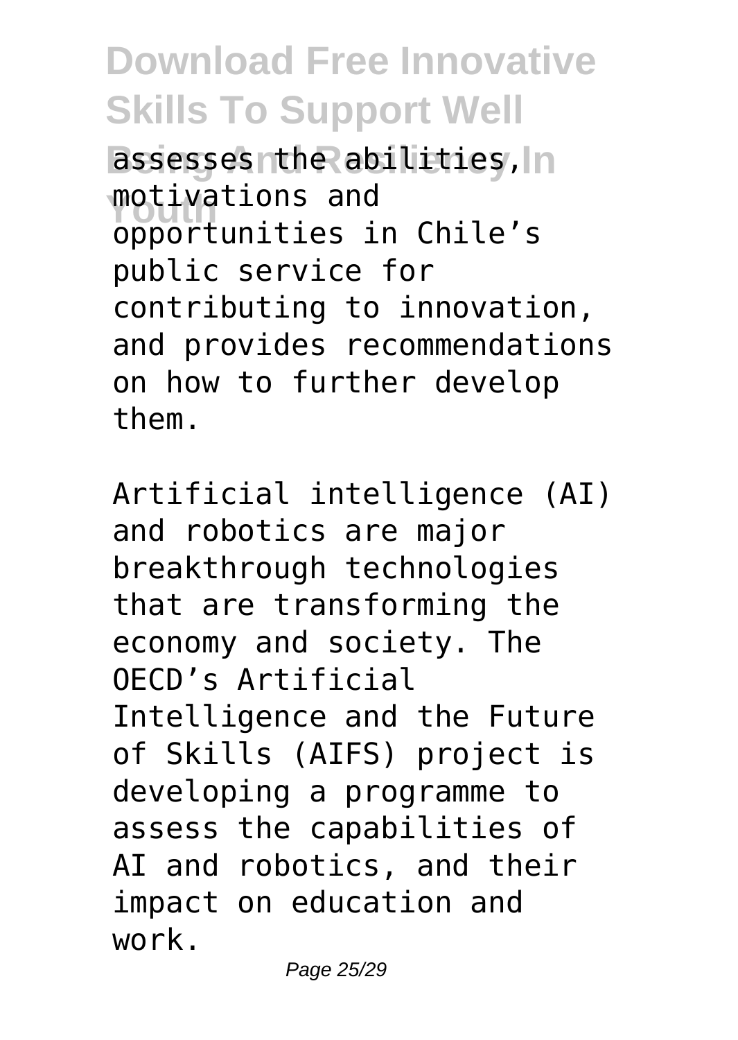assesses the abilities, motivations and opportunities in Chile's public service for contributing to innovation, and provides recommendations on how to further develop them.

Artificial intelligence (AI) and robotics are major breakthrough technologies that are transforming the economy and society. The OECD's Artificial Intelligence and the Future of Skills (AIFS) project is developing a programme to assess the capabilities of AI and robotics, and their impact on education and work.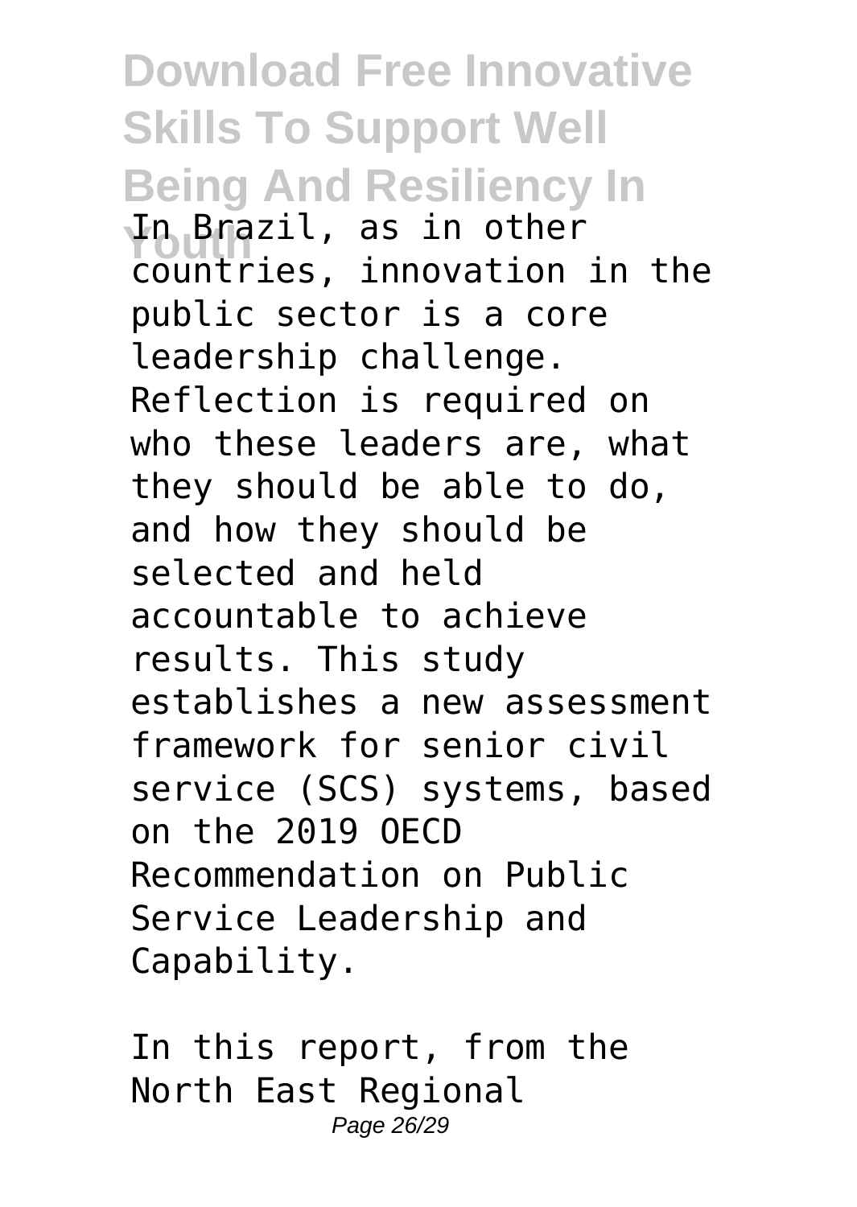In Brazil, as in other countries, innovation in the public sector is a core leadership challenge. Reflection is required on who these leaders are, what they should be able to do, and how they should be selected and held accountable to achieve results. This study establishes a new assessment framework for senior civil service (SCS) systems, based on the 2019 OECD Recommendation on Public Service Leadership and Capability.

In this report, from the North East Regional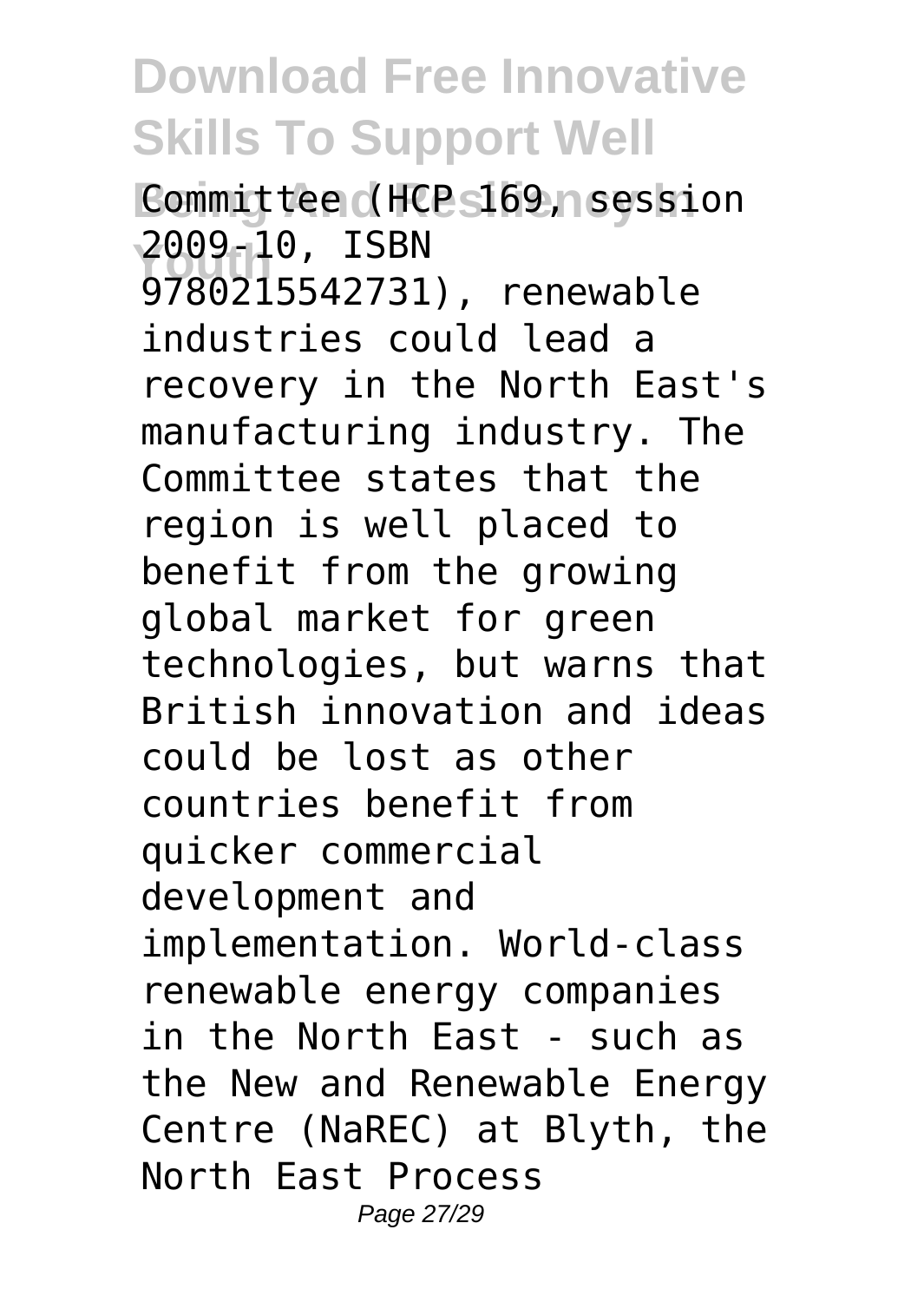Committee (HCP 169, session 2009-10, ISBN 9780215542731), renewable industries could lead a recovery in the North East's manufacturing industry. The Committee states that the region is well placed to benefit from the growing global market for green technologies, but warns that British innovation and ideas could be lost as other countries benefit from quicker commercial development and implementation. World-class renewable energy companies in the North East - such as the New and Renewable Energy Centre (NaREC) at Blyth, the North East Process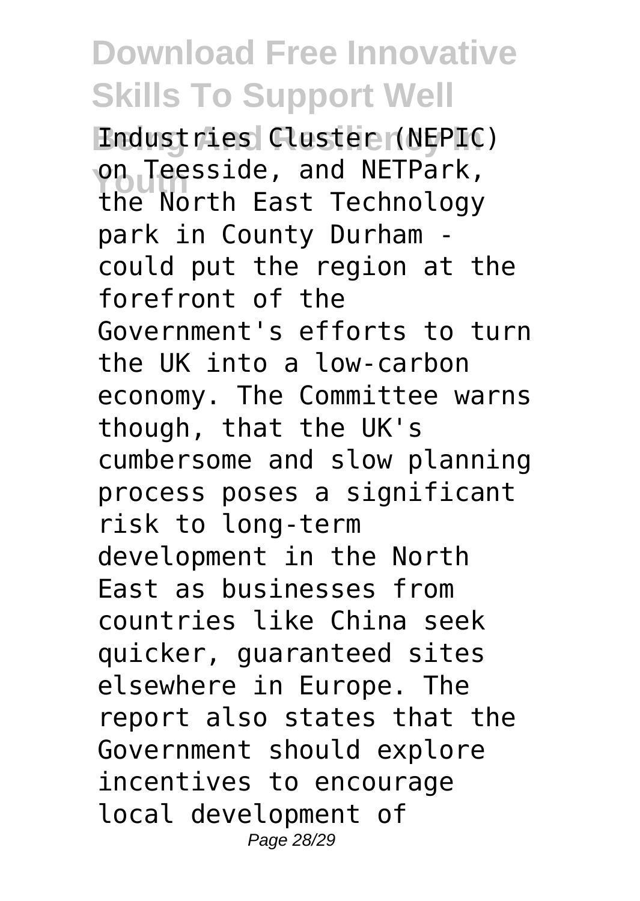Industries Cluster (NEPIC) on Teesside, and NETPark, the North East Technology park in County Durham - could put the region at the forefront of the Government's efforts to turn the UK into a low-carbon economy. The Committee warns though, that the UK's cumbersome and slow planning process poses a significant risk to long-term development in the North East as businesses from countries like China seek quicker, guaranteed sites elsewhere in Europe. The report also states that the Government should explore incentives to encourage local development of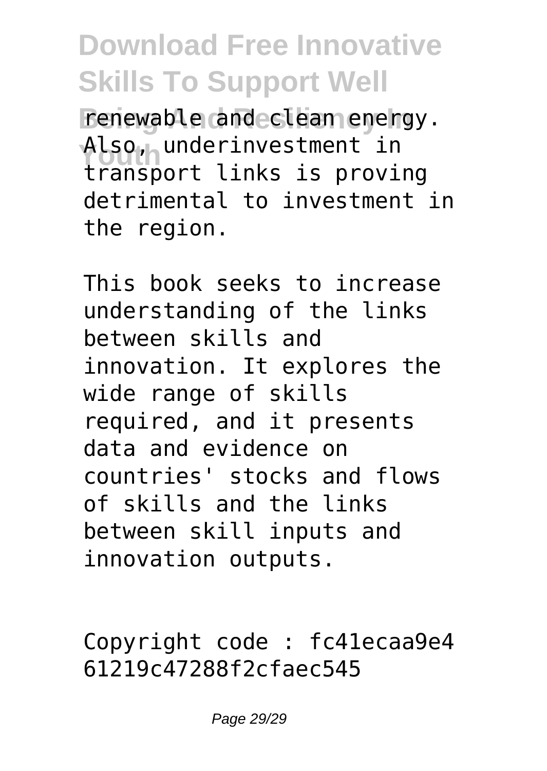renewable and clean energy. Also, underinvestment in transport links is proving detrimental to investment in the region.

This book seeks to increase understanding of the links between skills and innovation. It explores the wide range of skills required, and it presents data and evidence on countries' stocks and flows of skills and the links between skill inputs and innovation outputs.

Copyright code : fc41ecaa9e461219c47288f2cfaec545